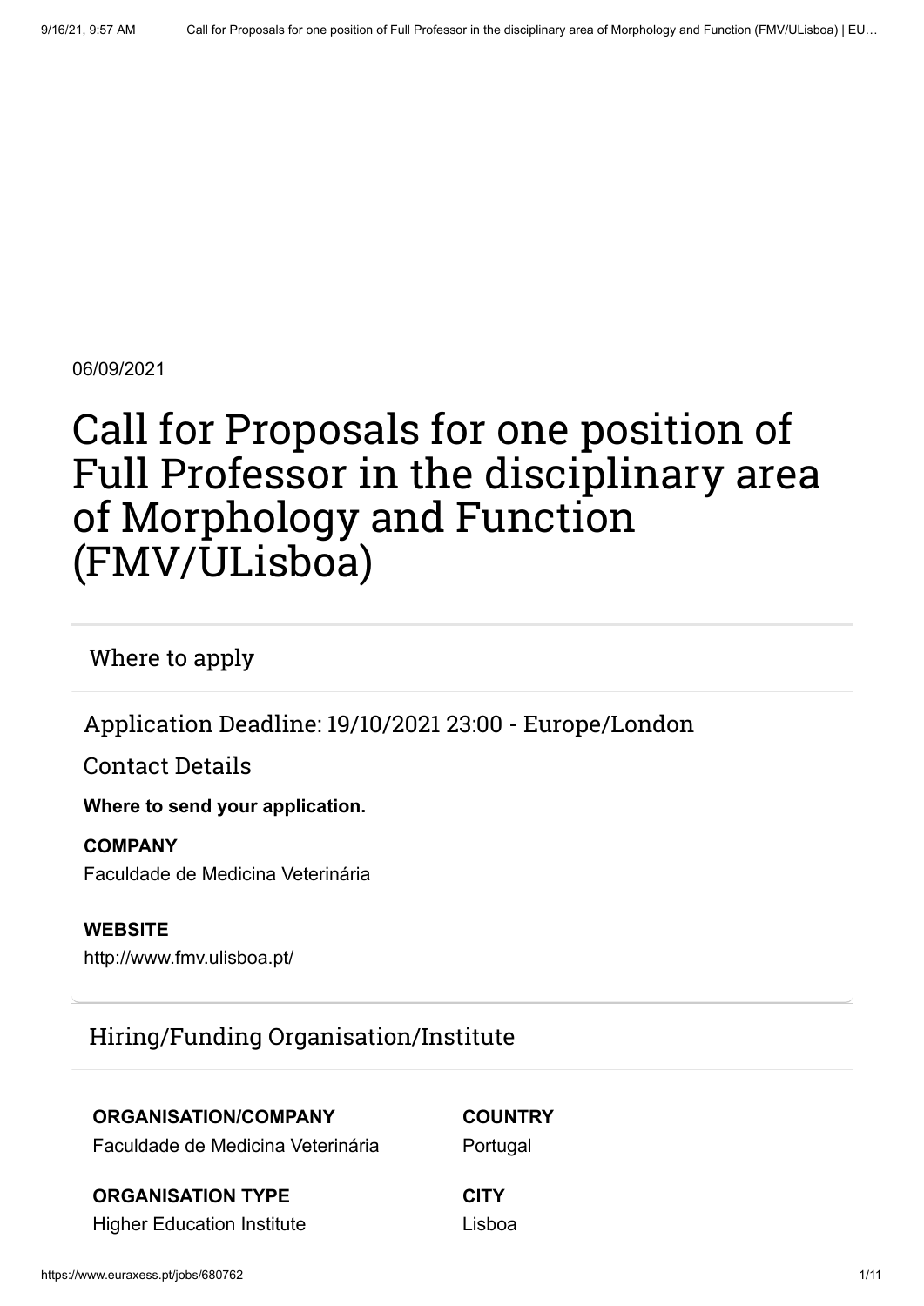06/09/2021

# Call for Proposals for one position of Full Professor in the disciplinary area of Morphology and Function (FMV/ULisboa)

## Where to apply

### Application Deadline: 19/10/2021 23:00 - Europe/London

### Contact Details

**Where to send your application.**

**COMPANY**
Faculdade de Medicina Veterinária

**WEBSITE**
http://www.fmv.ulisboa.pt/

## Hiring/Funding Organisation/Institute

**ORGANISATION/COMPANY**
Faculdade de Medicina Veterinária

**COUNTRY**
Portugal

**ORGANISATION TYPE**
Higher Education Institute

**CITY**
Lisboa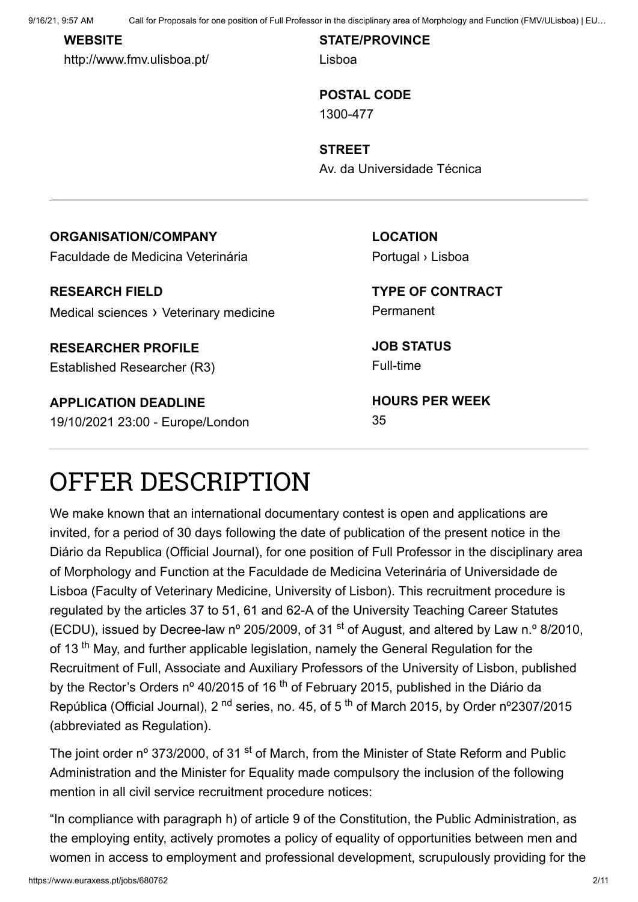**WEBSITE**

http://www.fmv.ulisboa.pt/

**STATE/PROVINCE**

Lisboa

**POSTAL CODE**

1300-477

**STREET**

Av. da Universidade Técnica

---

**ORGANISATION/COMPANY**

Faculdade de Medicina Veterinária

**RESEARCH FIELD**

Medical sciences › Veterinary medicine

**RESEARCHER PROFILE**

Established Researcher (R3)

**APPLICATION DEADLINE**

19/10/2021 23:00 - Europe/London

**LOCATION**

Portugal › Lisboa

**TYPE OF CONTRACT**

Permanent

**JOB STATUS**

Full-time

**HOURS PER WEEK**

35

---

# OFFER DESCRIPTION

We make known that an international documentary contest is open and applications are invited, for a period of 30 days following the date of publication of the present notice in the Diário da Republica (Official Journal), for one position of Full Professor in the disciplinary area of Morphology and Function at the Faculdade de Medicina Veterinária of Universidade de Lisboa (Faculty of Veterinary Medicine, University of Lisbon). This recruitment procedure is regulated by the articles 37 to 51, 61 and 62-A of the University Teaching Career Statutes (ECDU), issued by Decree-law nº 205/2009, of 31st of August, and altered by Law n.º 8/2010, of 13th May, and further applicable legislation, namely the General Regulation for the Recruitment of Full, Associate and Auxiliary Professors of the University of Lisbon, published by the Rector's Orders nº 40/2015 of 16th of February 2015, published in the Diário da República (Official Journal), 2nd series, no. 45, of 5th of March 2015, by Order nº2307/2015 (abbreviated as Regulation).

The joint order nº 373/2000, of 31st of March, from the Minister of State Reform and Public Administration and the Minister for Equality made compulsory the inclusion of the following mention in all civil service recruitment procedure notices:

"In compliance with paragraph h) of article 9 of the Constitution, the Public Administration, as the employing entity, actively promotes a policy of equality of opportunities between men and women in access to employment and professional development, scrupulously providing for the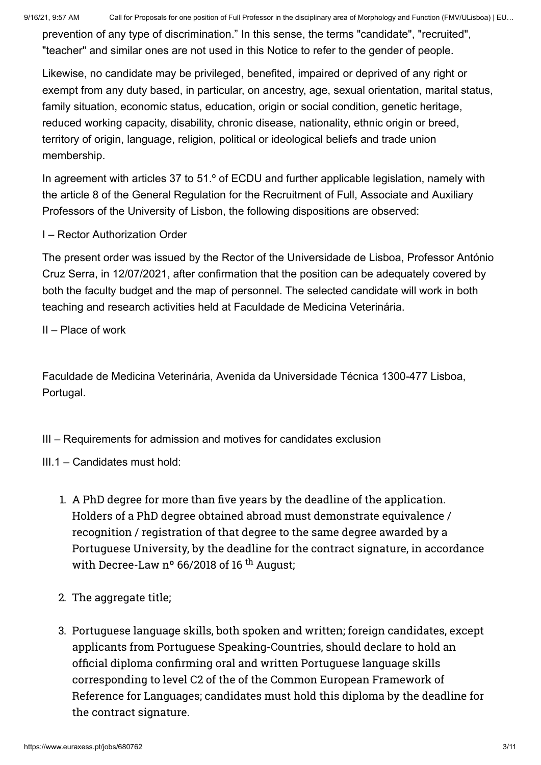prevention of any type of discrimination." In this sense, the terms "candidate", "recruited", "teacher" and similar ones are not used in this Notice to refer to the gender of people.

Likewise, no candidate may be privileged, benefited, impaired or deprived of any right or exempt from any duty based, in particular, on ancestry, age, sexual orientation, marital status, family situation, economic status, education, origin or social condition, genetic heritage, reduced working capacity, disability, chronic disease, nationality, ethnic origin or breed, territory of origin, language, religion, political or ideological beliefs and trade union membership.

In agreement with articles 37 to 51.º of ECDU and further applicable legislation, namely with the article 8 of the General Regulation for the Recruitment of Full, Associate and Auxiliary Professors of the University of Lisbon, the following dispositions are observed:

I – Rector Authorization Order

The present order was issued by the Rector of the Universidade de Lisboa, Professor António Cruz Serra, in 12/07/2021, after confirmation that the position can be adequately covered by both the faculty budget and the map of personnel. The selected candidate will work in both teaching and research activities held at Faculdade de Medicina Veterinária.

II – Place of work

Faculdade de Medicina Veterinária, Avenida da Universidade Técnica 1300-477 Lisboa, Portugal.

III – Requirements for admission and motives for candidates exclusion

III.1 – Candidates must hold:

1. A PhD degree for more than five years by the deadline of the application. Holders of a PhD degree obtained abroad must demonstrate equivalence / recognition / registration of that degree to the same degree awarded by a Portuguese University, by the deadline for the contract signature, in accordance with Decree-Law nº 66/2018 of 16 th August;
2. The aggregate title;
3. Portuguese language skills, both spoken and written; foreign candidates, except applicants from Portuguese Speaking-Countries, should declare to hold an official diploma confirming oral and written Portuguese language skills corresponding to level C2 of the of the Common European Framework of Reference for Languages; candidates must hold this diploma by the deadline for the contract signature.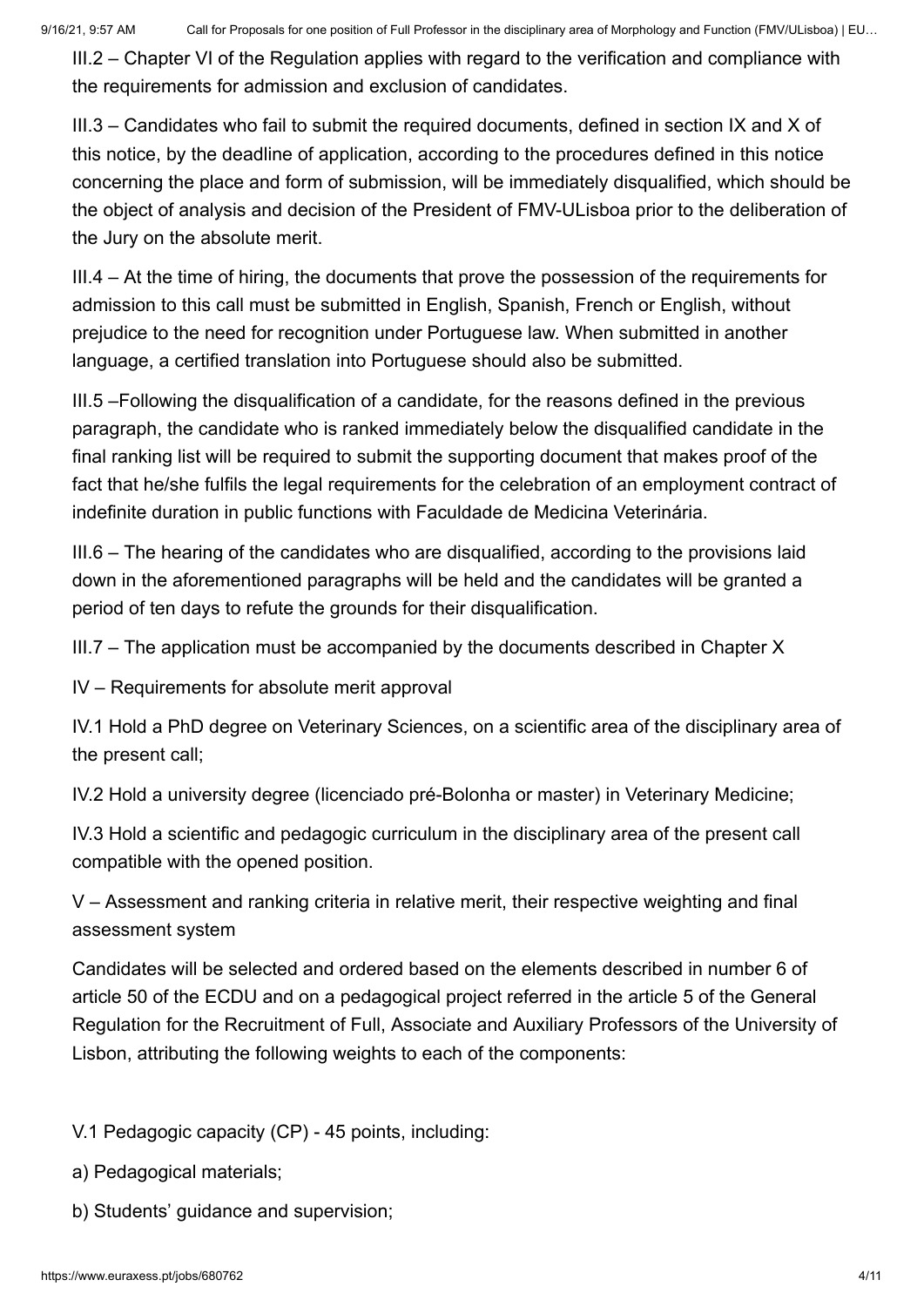III.2 – Chapter VI of the Regulation applies with regard to the verification and compliance with the requirements for admission and exclusion of candidates.

III.3 – Candidates who fail to submit the required documents, defined in section IX and X of this notice, by the deadline of application, according to the procedures defined in this notice concerning the place and form of submission, will be immediately disqualified, which should be the object of analysis and decision of the President of FMV-ULisboa prior to the deliberation of the Jury on the absolute merit.

III.4 – At the time of hiring, the documents that prove the possession of the requirements for admission to this call must be submitted in English, Spanish, French or English, without prejudice to the need for recognition under Portuguese law. When submitted in another language, a certified translation into Portuguese should also be submitted.

III.5 –Following the disqualification of a candidate, for the reasons defined in the previous paragraph, the candidate who is ranked immediately below the disqualified candidate in the final ranking list will be required to submit the supporting document that makes proof of the fact that he/she fulfils the legal requirements for the celebration of an employment contract of indefinite duration in public functions with Faculdade de Medicina Veterinária.

III.6 – The hearing of the candidates who are disqualified, according to the provisions laid down in the aforementioned paragraphs will be held and the candidates will be granted a period of ten days to refute the grounds for their disqualification.

III.7 – The application must be accompanied by the documents described in Chapter X

IV – Requirements for absolute merit approval

IV.1 Hold a PhD degree on Veterinary Sciences, on a scientific area of the disciplinary area of the present call;

IV.2 Hold a university degree (licenciado pré-Bolonha or master) in Veterinary Medicine;

IV.3 Hold a scientific and pedagogic curriculum in the disciplinary area of the present call compatible with the opened position.

V – Assessment and ranking criteria in relative merit, their respective weighting and final assessment system

Candidates will be selected and ordered based on the elements described in number 6 of article 50 of the ECDU and on a pedagogical project referred in the article 5 of the General Regulation for the Recruitment of Full, Associate and Auxiliary Professors of the University of Lisbon, attributing the following weights to each of the components:

V.1 Pedagogic capacity (CP) - 45 points, including:

a) Pedagogical materials;

b) Students' guidance and supervision;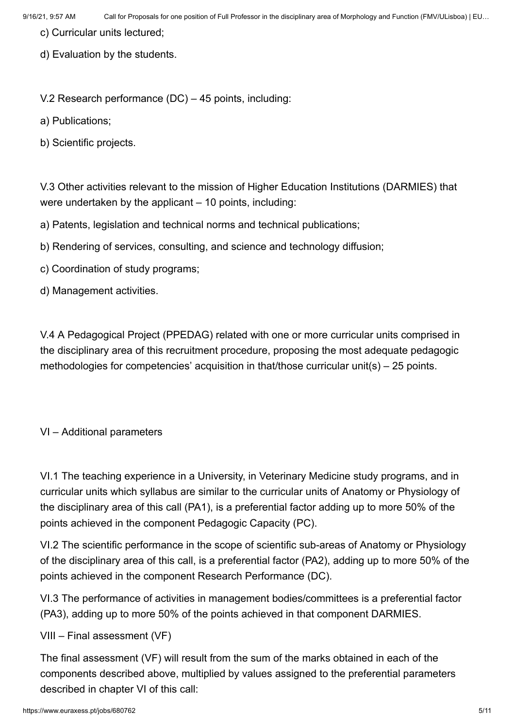c) Curricular units lectured;

d) Evaluation by the students.

V.2 Research performance (DC) – 45 points, including:

a) Publications;

b) Scientific projects.

V.3 Other activities relevant to the mission of Higher Education Institutions (DARMIES) that were undertaken by the applicant – 10 points, including:

a) Patents, legislation and technical norms and technical publications;

b) Rendering of services, consulting, and science and technology diffusion;

c) Coordination of study programs;

d) Management activities.

V.4 A Pedagogical Project (PPEDAG) related with one or more curricular units comprised in the disciplinary area of this recruitment procedure, proposing the most adequate pedagogic methodologies for competencies' acquisition in that/those curricular unit(s) – 25 points.

VI – Additional parameters

VI.1 The teaching experience in a University, in Veterinary Medicine study programs, and in curricular units which syllabus are similar to the curricular units of Anatomy or Physiology of the disciplinary area of this call (PA1), is a preferential factor adding up to more 50% of the points achieved in the component Pedagogic Capacity (PC).

VI.2 The scientific performance in the scope of scientific sub-areas of Anatomy or Physiology of the disciplinary area of this call, is a preferential factor (PA2), adding up to more 50% of the points achieved in the component Research Performance (DC).

VI.3 The performance of activities in management bodies/committees is a preferential factor (PA3), adding up to more 50% of the points achieved in that component DARMIES.

VIII – Final assessment (VF)

The final assessment (VF) will result from the sum of the marks obtained in each of the components described above, multiplied by values assigned to the preferential parameters described in chapter VI of this call: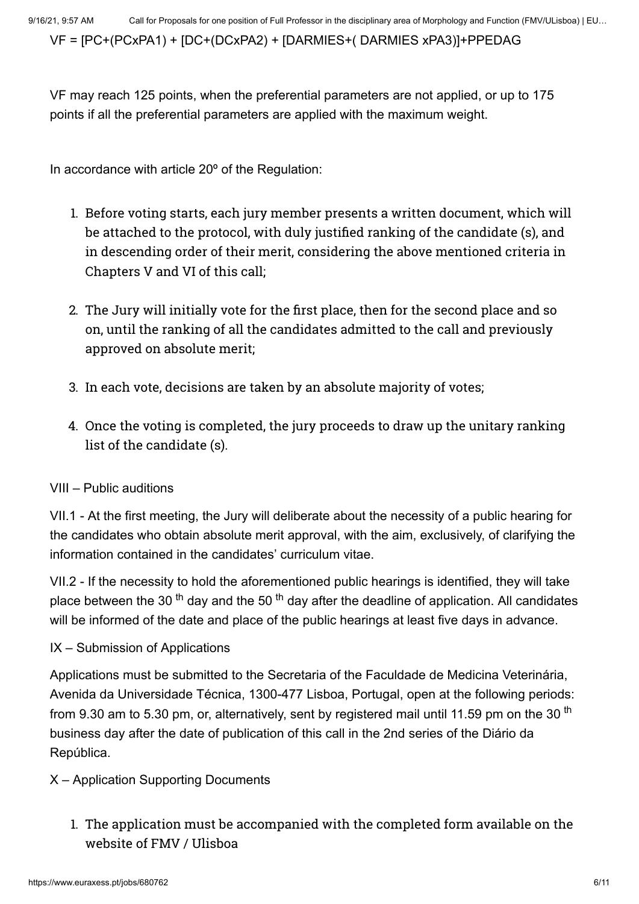VF = [PC+(PCxPA1) + [DC+(DCxPA2) + [DARMIES+( DARMIES xPA3)]+PPEDAG

VF may reach 125 points, when the preferential parameters are not applied, or up to 175 points if all the preferential parameters are applied with the maximum weight.

In accordance with article 20º of the Regulation:

1. Before voting starts, each jury member presents a written document, which will be attached to the protocol, with duly justified ranking of the candidate (s), and in descending order of their merit, considering the above mentioned criteria in Chapters V and VI of this call;
2. The Jury will initially vote for the first place, then for the second place and so on, until the ranking of all the candidates admitted to the call and previously approved on absolute merit;
3. In each vote, decisions are taken by an absolute majority of votes;
4. Once the voting is completed, the jury proceeds to draw up the unitary ranking list of the candidate (s).

VIII – Public auditions

VII.1 - At the first meeting, the Jury will deliberate about the necessity of a public hearing for the candidates who obtain absolute merit approval, with the aim, exclusively, of clarifying the information contained in the candidates' curriculum vitae.

VII.2 - If the necessity to hold the aforementioned public hearings is identified, they will take place between the 30 th day and the 50 th day after the deadline of application. All candidates will be informed of the date and place of the public hearings at least five days in advance.

IX – Submission of Applications

Applications must be submitted to the Secretaria of the Faculdade de Medicina Veterinária, Avenida da Universidade Técnica, 1300-477 Lisboa, Portugal, open at the following periods: from 9.30 am to 5.30 pm, or, alternatively, sent by registered mail until 11.59 pm on the 30 th business day after the date of publication of this call in the 2nd series of the Diário da República.

X – Application Supporting Documents

1. The application must be accompanied with the completed form available on the website of FMV / Ulisboa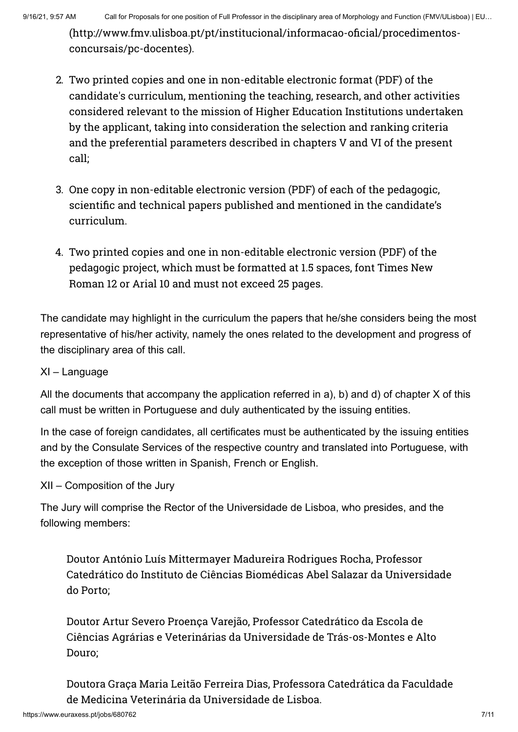(http://www.fmv.ulisboa.pt/pt/institucional/informacao-oficial/procedimentos-concursais/pc-docentes).

2. Two printed copies and one in non-editable electronic format (PDF) of the candidate's curriculum, mentioning the teaching, research, and other activities considered relevant to the mission of Higher Education Institutions undertaken by the applicant, taking into consideration the selection and ranking criteria and the preferential parameters described in chapters V and VI of the present call;

3. One copy in non-editable electronic version (PDF) of each of the pedagogic, scientific and technical papers published and mentioned in the candidate's curriculum.

4. Two printed copies and one in non-editable electronic version (PDF) of the pedagogic project, which must be formatted at 1.5 spaces, font Times New Roman 12 or Arial 10 and must not exceed 25 pages.

The candidate may highlight in the curriculum the papers that he/she considers being the most representative of his/her activity, namely the ones related to the development and progress of the disciplinary area of this call.

XI – Language

All the documents that accompany the application referred in a), b) and d) of chapter X of this call must be written in Portuguese and duly authenticated by the issuing entities.

In the case of foreign candidates, all certificates must be authenticated by the issuing entities and by the Consulate Services of the respective country and translated into Portuguese, with the exception of those written in Spanish, French or English.

XII – Composition of the Jury

The Jury will comprise the Rector of the Universidade de Lisboa, who presides, and the following members:

Doutor António Luís Mittermayer Madureira Rodrigues Rocha, Professor Catedrático do Instituto de Ciências Biomédicas Abel Salazar da Universidade do Porto;

Doutor Artur Severo Proença Varejão, Professor Catedrático da Escola de Ciências Agrárias e Veterinárias da Universidade de Trás-os-Montes e Alto Douro;

Doutora Graça Maria Leitão Ferreira Dias, Professora Catedrática da Faculdade de Medicina Veterinária da Universidade de Lisboa.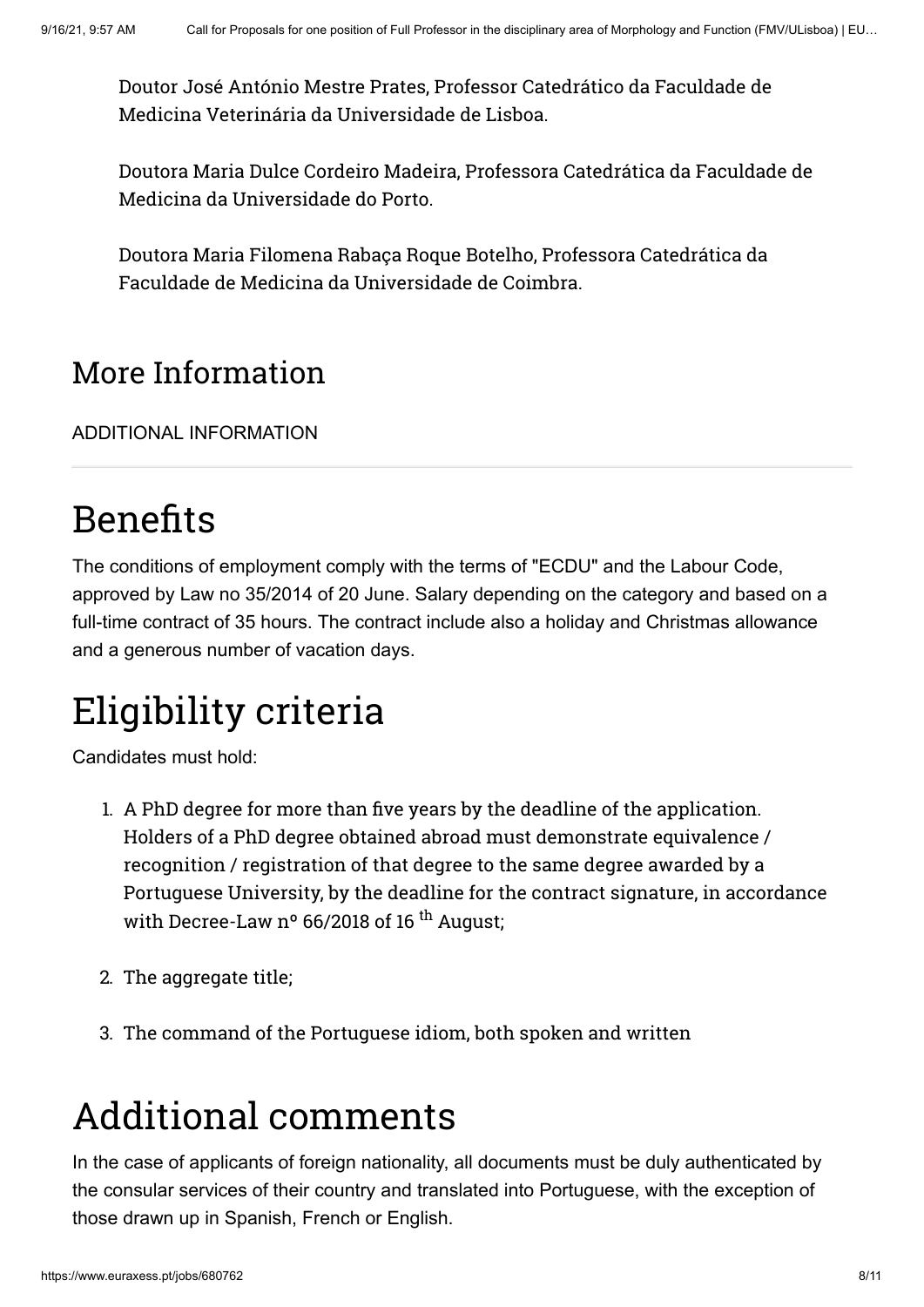Doutor José António Mestre Prates, Professor Catedrático da Faculdade de Medicina Veterinária da Universidade de Lisboa.

Doutora Maria Dulce Cordeiro Madeira, Professora Catedrática da Faculdade de Medicina da Universidade do Porto.

Doutora Maria Filomena Rabaça Roque Botelho, Professora Catedrática da Faculdade de Medicina da Universidade de Coimbra.

## More Information

ADDITIONAL INFORMATION

# Benefits

The conditions of employment comply with the terms of "ECDU" and the Labour Code, approved by Law no 35/2014 of 20 June. Salary depending on the category and based on a full-time contract of 35 hours. The contract include also a holiday and Christmas allowance and a generous number of vacation days.

# Eligibility criteria

Candidates must hold:

1. A PhD degree for more than five years by the deadline of the application. Holders of a PhD degree obtained abroad must demonstrate equivalence / recognition / registration of that degree to the same degree awarded by a Portuguese University, by the deadline for the contract signature, in accordance with Decree-Law nº 66/2018 of 16 th August;
2. The aggregate title;
3. The command of the Portuguese idiom, both spoken and written

# Additional comments

In the case of applicants of foreign nationality, all documents must be duly authenticated by the consular services of their country and translated into Portuguese, with the exception of those drawn up in Spanish, French or English.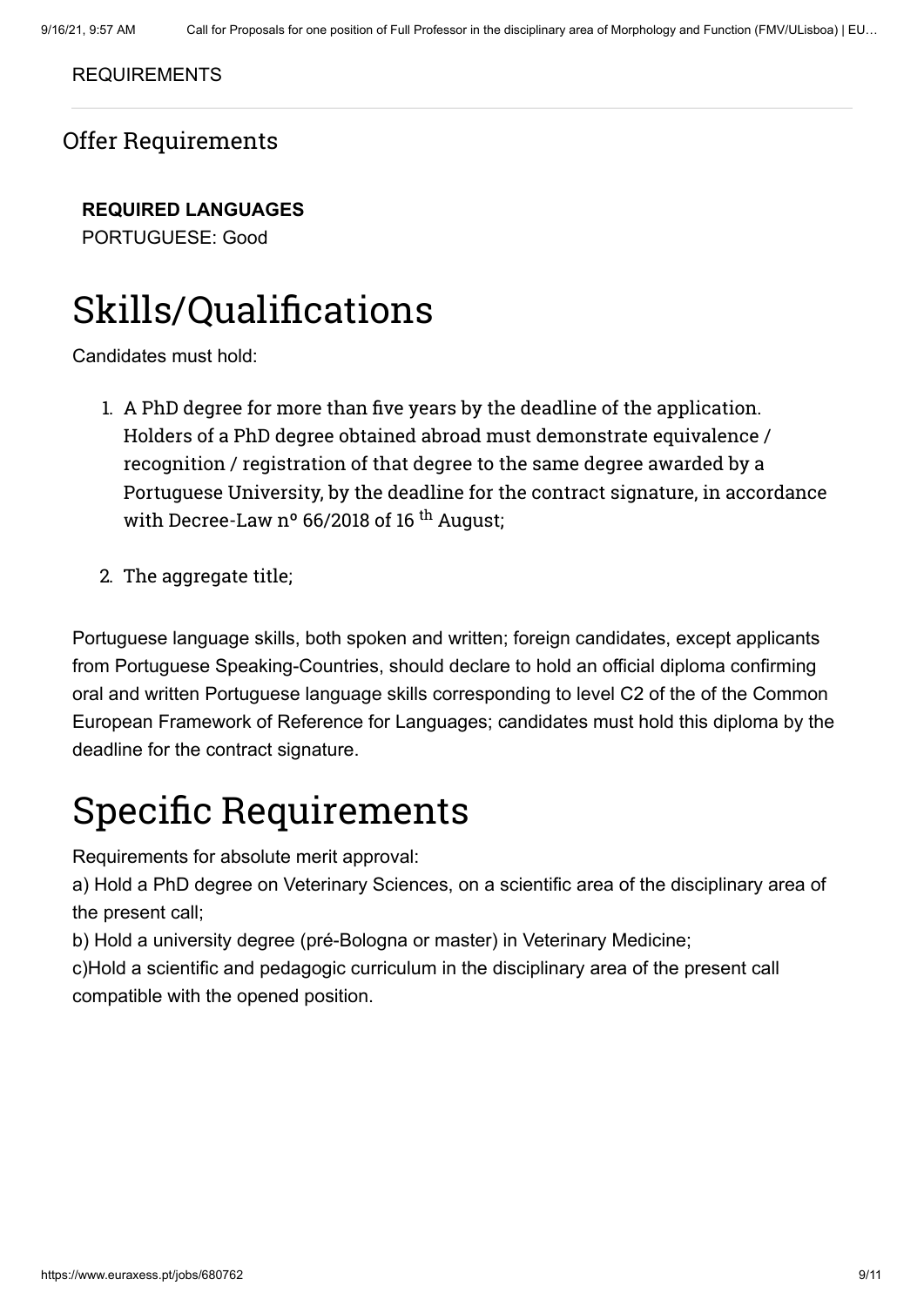REQUIREMENTS

## Offer Requirements

**REQUIRED LANGUAGES**
PORTUGUESE: Good

# Skills/Qualifications

Candidates must hold:

1. A PhD degree for more than five years by the deadline of the application. Holders of a PhD degree obtained abroad must demonstrate equivalence / recognition / registration of that degree to the same degree awarded by a Portuguese University, by the deadline for the contract signature, in accordance with Decree-Law nº 66/2018 of 16 th August;

2. The aggregate title;

Portuguese language skills, both spoken and written; foreign candidates, except applicants from Portuguese Speaking-Countries, should declare to hold an official diploma confirming oral and written Portuguese language skills corresponding to level C2 of the of the Common European Framework of Reference for Languages; candidates must hold this diploma by the deadline for the contract signature.

# Specific Requirements

Requirements for absolute merit approval:
a) Hold a PhD degree on Veterinary Sciences, on a scientific area of the disciplinary area of the present call;
b) Hold a university degree (pré-Bologna or master) in Veterinary Medicine;
c)Hold a scientific and pedagogic curriculum in the disciplinary area of the present call compatible with the opened position.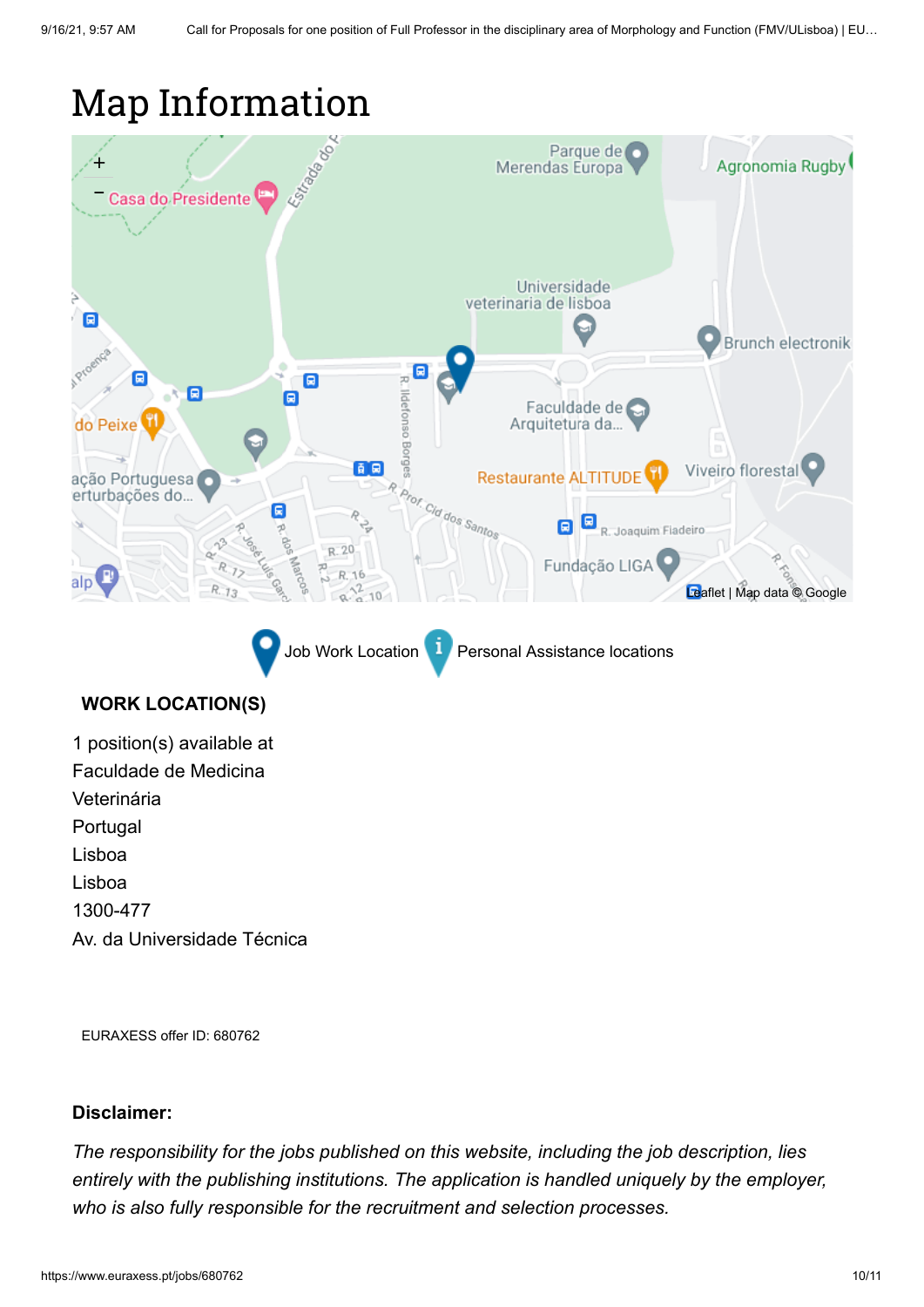# Map Information

Job Work Location   Personal Assistance locations

**WORK LOCATION(S)**

1 position(s) available at
Faculdade de Medicina
Veterinária
Portugal
Lisboa
Lisboa
1300-477
Av. da Universidade Técnica

EURAXESS offer ID: 680762

**Disclaimer:**

*The responsibility for the jobs published on this website, including the job description, lies entirely with the publishing institutions. The application is handled uniquely by the employer, who is also fully responsible for the recruitment and selection processes.*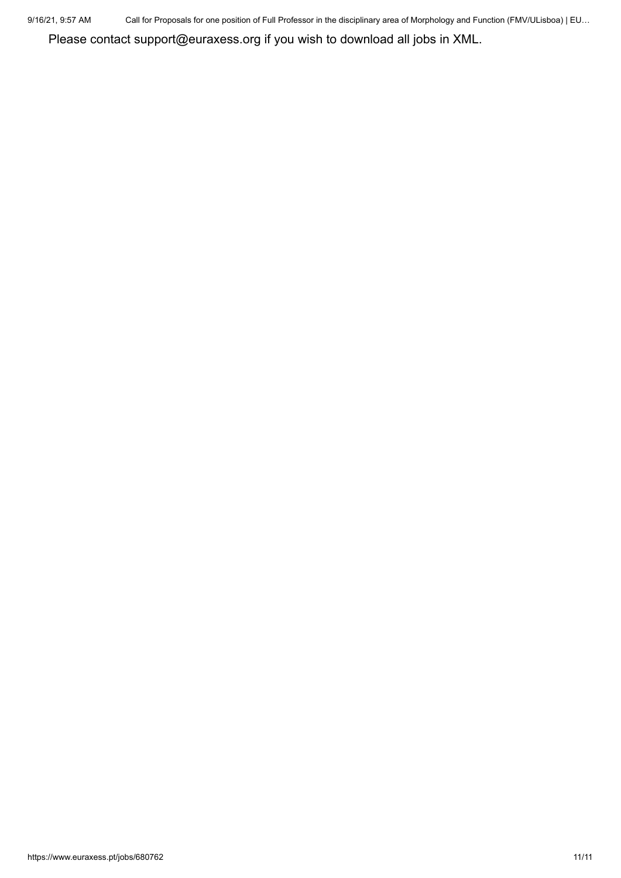Please contact support@euraxess.org if you wish to download all jobs in XML.